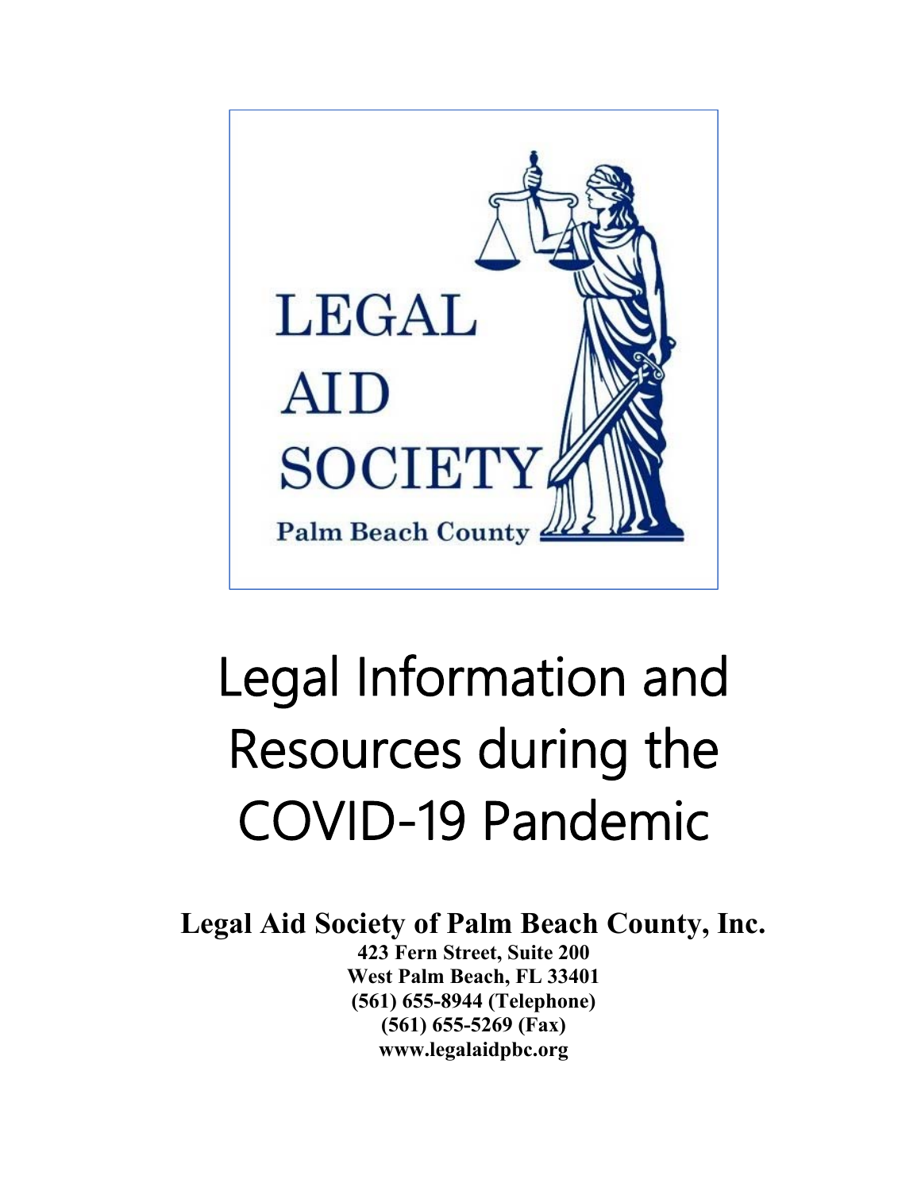LEGAL AID SOCIETY

Palm Beach County

# Legal Information and Resources during the COVID-19 Pandemic

**Legal Aid Society of Palm Beach County, Inc.**

**423 Fern Street, Suite 200**
**West Palm Beach, FL 33401**
**(561) 655-8944 (Telephone)**
**(561) 655-5269 (Fax)**
**www.legalaidpbc.org**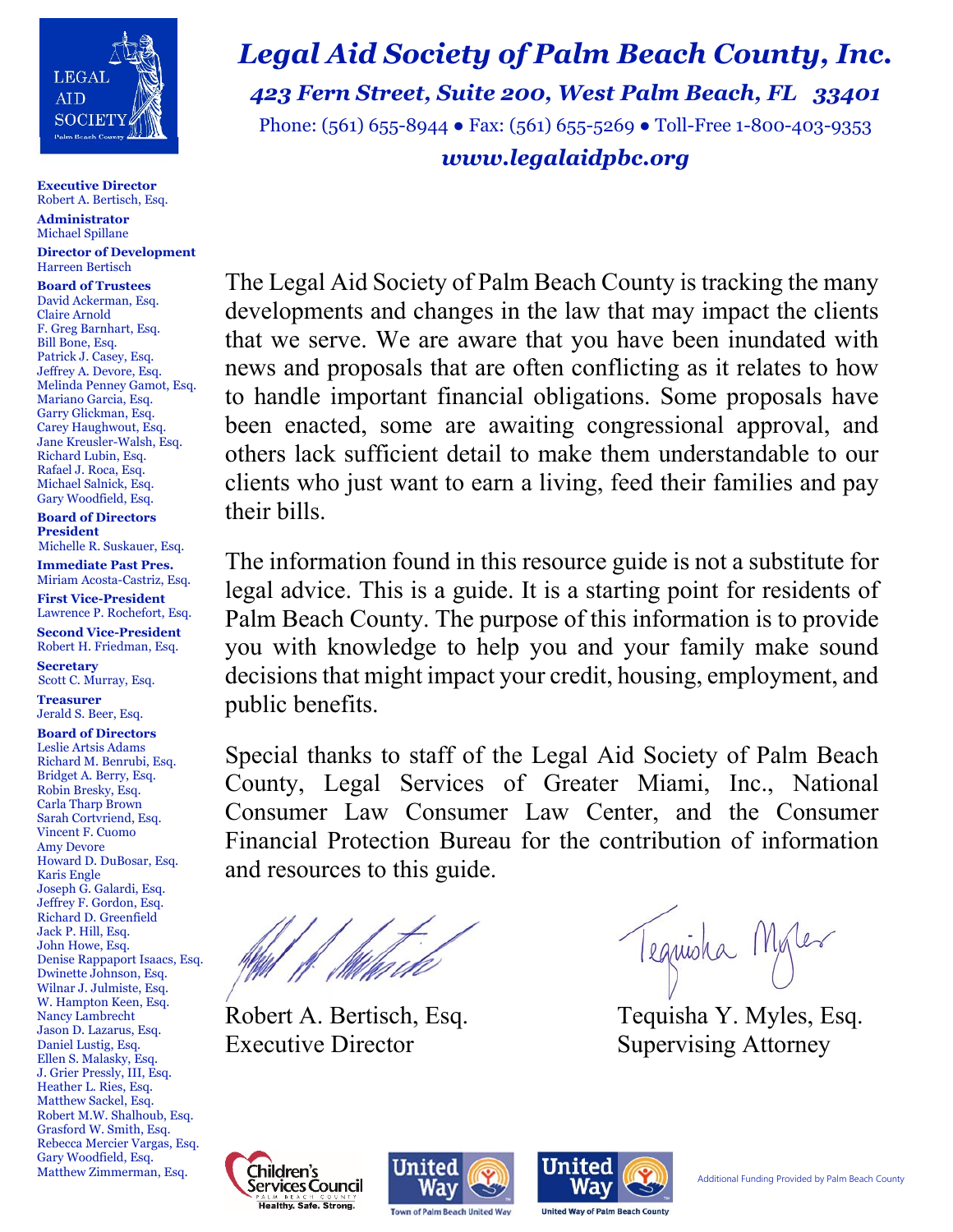# Legal Aid Society of Palm Beach County, Inc.

***423 Fern Street, Suite 200, West Palm Beach, FL 33401***

Phone: (561) 655-8944 ● Fax: (561) 655-5269 ● Toll-Free 1-800-403-9353

***www.legalaidpbc.org***

**Executive Director**
Robert A. Bertisch, Esq.

**Administrator**
Michael Spillane

**Director of Development**
Harreen Bertisch

**Board of Trustees**
David Ackerman, Esq.
Claire Arnold
F. Greg Barnhart, Esq.
Bill Bone, Esq.
Patrick J. Casey, Esq.
Jeffrey A. Devore, Esq.
Melinda Penney Gamot, Esq.
Mariano Garcia, Esq.
Garry Glickman, Esq.
Carey Haughwout, Esq.
Jane Kreusler-Walsh, Esq.
Richard Lubin, Esq.
Rafael J. Roca, Esq.
Michael Salnick, Esq.
Gary Woodfield, Esq.

**Board of Directors President**
Michelle R. Suskauer, Esq.

**Immediate Past Pres.**
Miriam Acosta-Castriz, Esq.

**First Vice-President**
Lawrence P. Rochefort, Esq.

**Second Vice-President**
Robert H. Friedman, Esq.

**Secretary**
Scott C. Murray, Esq.

**Treasurer**
Jerald S. Beer, Esq.

**Board of Directors**
Leslie Artsis Adams
Richard M. Benrubi, Esq.
Bridget A. Berry, Esq.
Robin Bresky, Esq.
Carla Tharp Brown
Sarah Cortvriend, Esq.
Vincent F. Cuomo
Amy Devore
Howard D. DuBosar, Esq.
Karis Engle
Joseph G. Galardi, Esq.
Jeffrey F. Gordon, Esq.
Richard D. Greenfield
Jack P. Hill, Esq.
John Howe, Esq.
Denise Rappaport Isaacs, Esq.
Dwinette Johnson, Esq.
Wilnar J. Julmiste, Esq.
W. Hampton Keen, Esq.
Nancy Lambrecht
Jason D. Lazarus, Esq.
Daniel Lustig, Esq.
Ellen S. Malasky, Esq.
J. Grier Pressly, III, Esq.
Heather L. Ries, Esq.
Matthew Sackel, Esq.
Robert M.W. Shalhoub, Esq.
Grasford W. Smith, Esq.
Rebecca Mercier Vargas, Esq.
Gary Woodfield, Esq.
Matthew Zimmerman, Esq.

The Legal Aid Society of Palm Beach County is tracking the many developments and changes in the law that may impact the clients that we serve. We are aware that you have been inundated with news and proposals that are often conflicting as it relates to how to handle important financial obligations. Some proposals have been enacted, some are awaiting congressional approval, and others lack sufficient detail to make them understandable to our clients who just want to earn a living, feed their families and pay their bills.

The information found in this resource guide is not a substitute for legal advice. This is a guide. It is a starting point for residents of Palm Beach County. The purpose of this information is to provide you with knowledge to help you and your family make sound decisions that might impact your credit, housing, employment, and public benefits.

Special thanks to staff of the Legal Aid Society of Palm Beach County, Legal Services of Greater Miami, Inc., National Consumer Law Consumer Law Center, and the Consumer Financial Protection Bureau for the contribution of information and resources to this guide.

Robert A. Bertisch, Esq.
Executive Director

Tequisha Y. Myles, Esq.
Supervising Attorney

Children's Services Council Palm Beach County — Healthy. Safe. Strong.
United Way — Town of Palm Beach United Way
United Way — United Way of Palm Beach County

Additional Funding Provided by Palm Beach County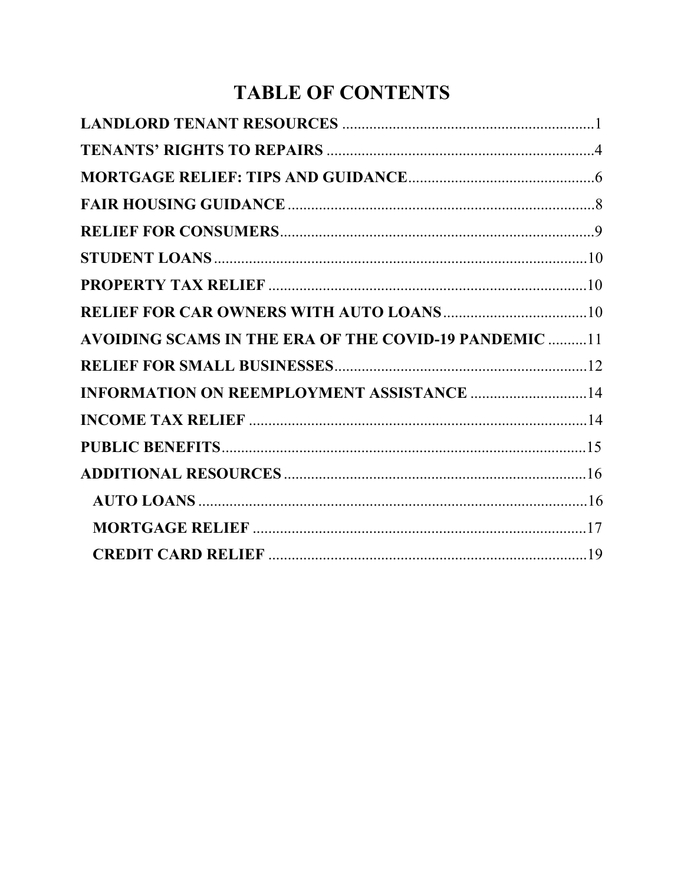# TABLE OF CONTENTS

**LANDLORD TENANT RESOURCES** ........................................................ 1

**TENANTS' RIGHTS TO REPAIRS** ........................................................ 4

**MORTGAGE RELIEF: TIPS AND GUIDANCE** ........................................................ 6

**FAIR HOUSING GUIDANCE** ........................................................ 8

**RELIEF FOR CONSUMERS** ........................................................ 9

**STUDENT LOANS** ........................................................ 10

**PROPERTY TAX RELIEF** ........................................................ 10

**RELIEF FOR CAR OWNERS WITH AUTO LOANS** ........................................................ 10

**AVOIDING SCAMS IN THE ERA OF THE COVID-19 PANDEMIC** .......... 11

**RELIEF FOR SMALL BUSINESSES** ........................................................ 12

**INFORMATION ON REEMPLOYMENT ASSISTANCE** ........................................................ 14

**INCOME TAX RELIEF** ........................................................ 14

**PUBLIC BENEFITS** ........................................................ 15

**ADDITIONAL RESOURCES** ........................................................ 16

- **AUTO LOANS** ........................................................ 16
- **MORTGAGE RELIEF** ........................................................ 17
- **CREDIT CARD RELIEF** ........................................................ 19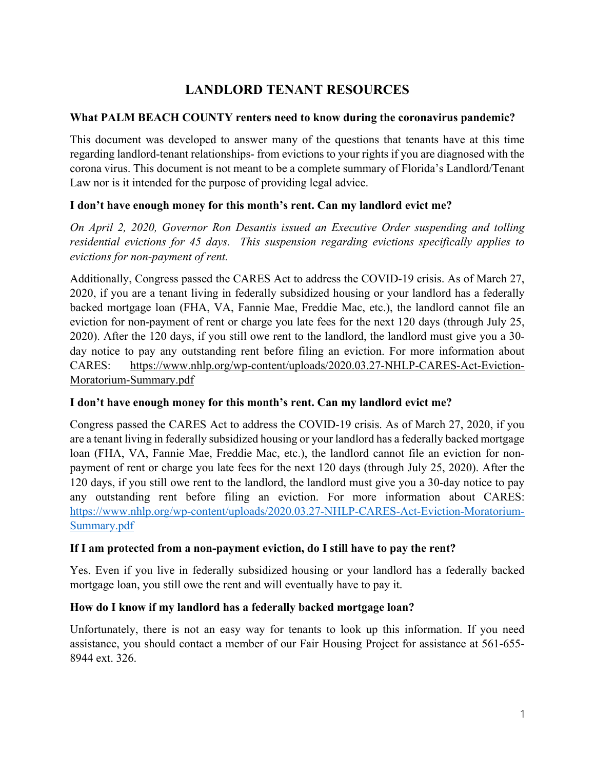# LANDLORD TENANT RESOURCES

**What PALM BEACH COUNTY renters need to know during the coronavirus pandemic?**

This document was developed to answer many of the questions that tenants have at this time regarding landlord-tenant relationships- from evictions to your rights if you are diagnosed with the corona virus. This document is not meant to be a complete summary of Florida's Landlord/Tenant Law nor is it intended for the purpose of providing legal advice.

**I don't have enough money for this month's rent. Can my landlord evict me?**

*On April 2, 2020, Governor Ron Desantis issued an Executive Order suspending and tolling residential evictions for 45 days. This suspension regarding evictions specifically applies to evictions for non-payment of rent.*

Additionally, Congress passed the CARES Act to address the COVID-19 crisis. As of March 27, 2020, if you are a tenant living in federally subsidized housing or your landlord has a federally backed mortgage loan (FHA, VA, Fannie Mae, Freddie Mac, etc.), the landlord cannot file an eviction for non-payment of rent or charge you late fees for the next 120 days (through July 25, 2020). After the 120 days, if you still owe rent to the landlord, the landlord must give you a 30-day notice to pay any outstanding rent before filing an eviction. For more information about CARES: https://www.nhlp.org/wp-content/uploads/2020.03.27-NHLP-CARES-Act-Eviction-Moratorium-Summary.pdf

**I don't have enough money for this month's rent. Can my landlord evict me?**

Congress passed the CARES Act to address the COVID-19 crisis. As of March 27, 2020, if you are a tenant living in federally subsidized housing or your landlord has a federally backed mortgage loan (FHA, VA, Fannie Mae, Freddie Mac, etc.), the landlord cannot file an eviction for non-payment of rent or charge you late fees for the next 120 days (through July 25, 2020). After the 120 days, if you still owe rent to the landlord, the landlord must give you a 30-day notice to pay any outstanding rent before filing an eviction. For more information about CARES: https://www.nhlp.org/wp-content/uploads/2020.03.27-NHLP-CARES-Act-Eviction-Moratorium-Summary.pdf

**If I am protected from a non-payment eviction, do I still have to pay the rent?**

Yes. Even if you live in federally subsidized housing or your landlord has a federally backed mortgage loan, you still owe the rent and will eventually have to pay it.

**How do I know if my landlord has a federally backed mortgage loan?**

Unfortunately, there is not an easy way for tenants to look up this information. If you need assistance, you should contact a member of our Fair Housing Project for assistance at 561-655-8944 ext. 326.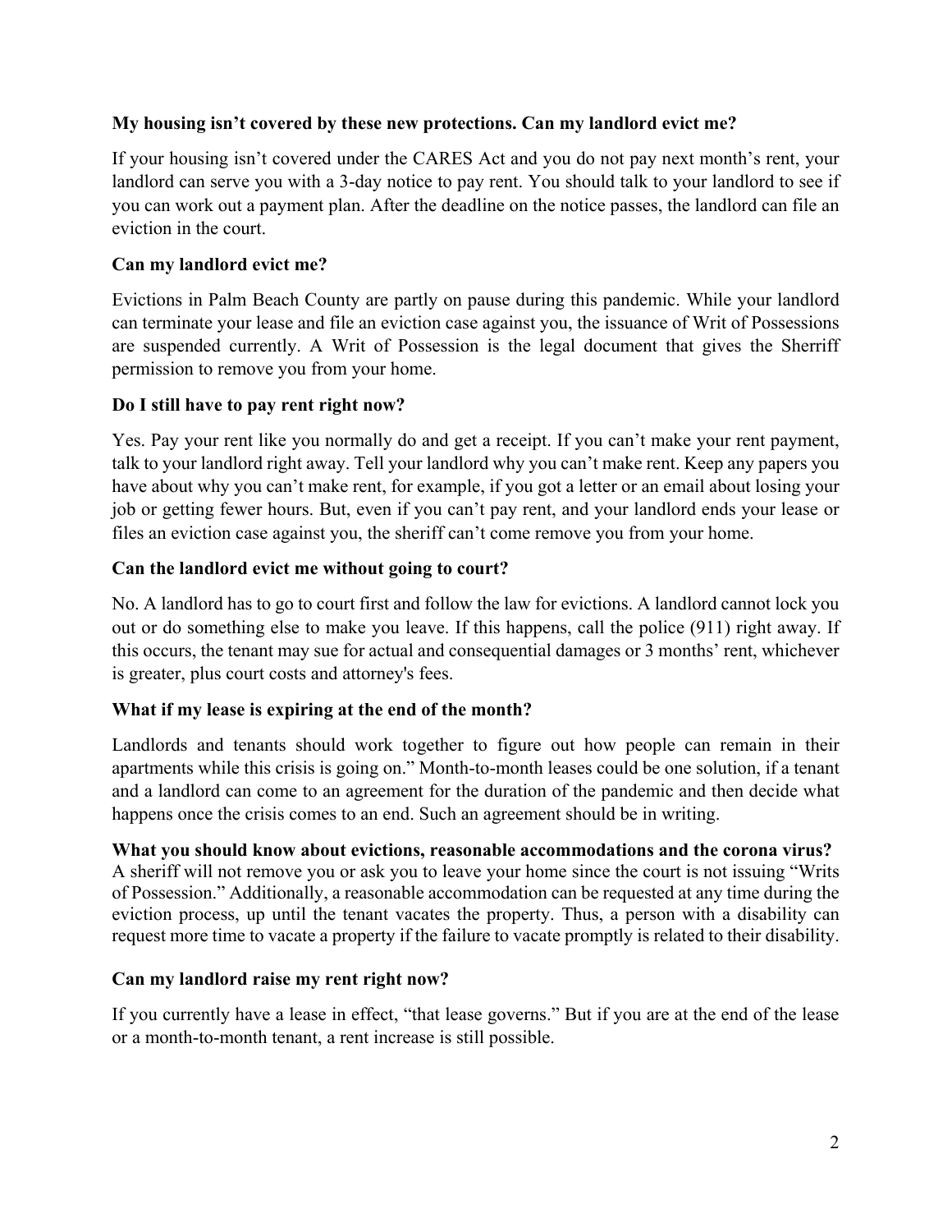**My housing isn't covered by these new protections. Can my landlord evict me?**

If your housing isn't covered under the CARES Act and you do not pay next month's rent, your landlord can serve you with a 3-day notice to pay rent. You should talk to your landlord to see if you can work out a payment plan. After the deadline on the notice passes, the landlord can file an eviction in the court.

**Can my landlord evict me?**

Evictions in Palm Beach County are partly on pause during this pandemic. While your landlord can terminate your lease and file an eviction case against you, the issuance of Writ of Possessions are suspended currently. A Writ of Possession is the legal document that gives the Sherriff permission to remove you from your home.

**Do I still have to pay rent right now?**

Yes. Pay your rent like you normally do and get a receipt. If you can't make your rent payment, talk to your landlord right away. Tell your landlord why you can't make rent. Keep any papers you have about why you can't make rent, for example, if you got a letter or an email about losing your job or getting fewer hours. But, even if you can't pay rent, and your landlord ends your lease or files an eviction case against you, the sheriff can't come remove you from your home.

**Can the landlord evict me without going to court?**

No. A landlord has to go to court first and follow the law for evictions. A landlord cannot lock you out or do something else to make you leave. If this happens, call the police (911) right away. If this occurs, the tenant may sue for actual and consequential damages or 3 months' rent, whichever is greater, plus court costs and attorney's fees.

**What if my lease is expiring at the end of the month?**

Landlords and tenants should work together to figure out how people can remain in their apartments while this crisis is going on." Month-to-month leases could be one solution, if a tenant and a landlord can come to an agreement for the duration of the pandemic and then decide what happens once the crisis comes to an end. Such an agreement should be in writing.

**What you should know about evictions, reasonable accommodations and the corona virus?**

A sheriff will not remove you or ask you to leave your home since the court is not issuing "Writs of Possession." Additionally, a reasonable accommodation can be requested at any time during the eviction process, up until the tenant vacates the property. Thus, a person with a disability can request more time to vacate a property if the failure to vacate promptly is related to their disability.

**Can my landlord raise my rent right now?**

If you currently have a lease in effect, "that lease governs." But if you are at the end of the lease or a month-to-month tenant, a rent increase is still possible.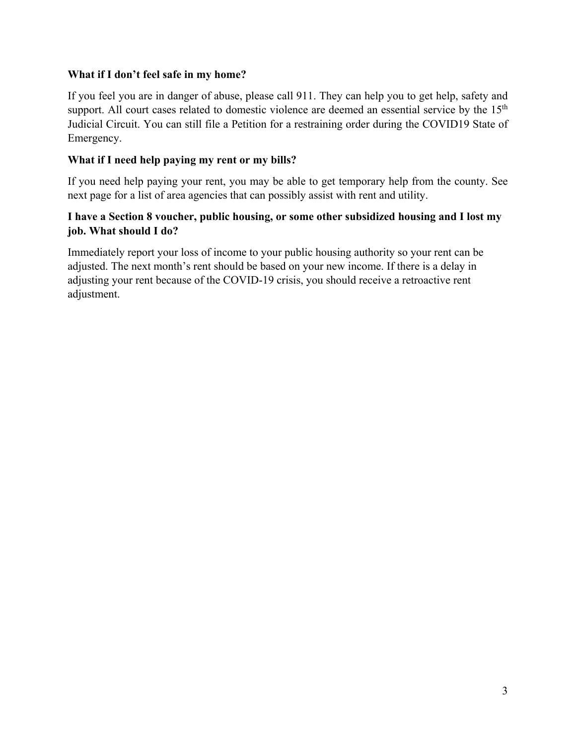**What if I don't feel safe in my home?**

If you feel you are in danger of abuse, please call 911. They can help you to get help, safety and support. All court cases related to domestic violence are deemed an essential service by the 15th Judicial Circuit. You can still file a Petition for a restraining order during the COVID19 State of Emergency.

**What if I need help paying my rent or my bills?**

If you need help paying your rent, you may be able to get temporary help from the county. See next page for a list of area agencies that can possibly assist with rent and utility.

**I have a Section 8 voucher, public housing, or some other subsidized housing and I lost my job. What should I do?**

Immediately report your loss of income to your public housing authority so your rent can be adjusted. The next month's rent should be based on your new income. If there is a delay in adjusting your rent because of the COVID-19 crisis, you should receive a retroactive rent adjustment.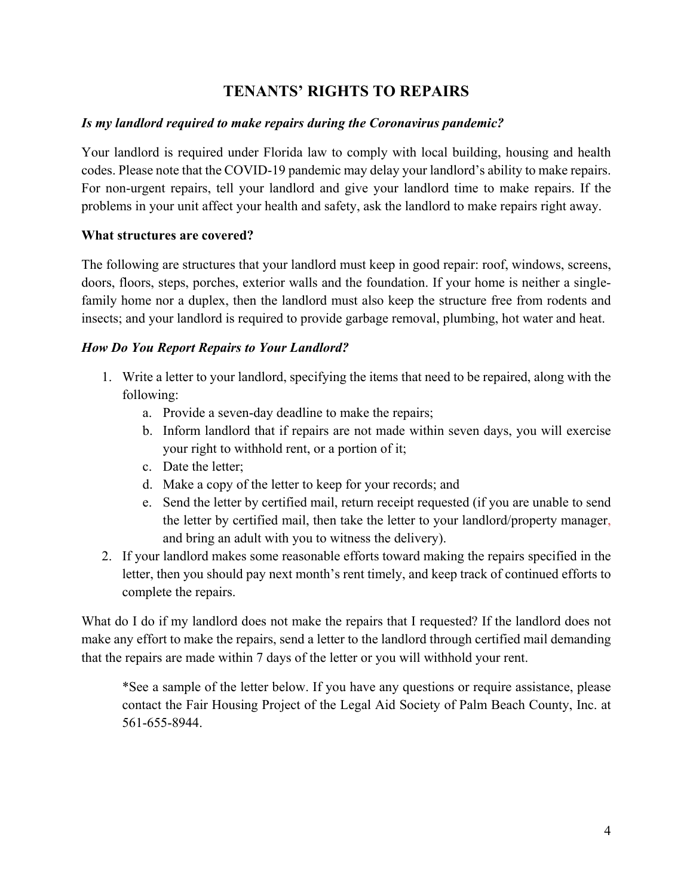# TENANTS' RIGHTS TO REPAIRS

***Is my landlord required to make repairs during the Coronavirus pandemic?***

Your landlord is required under Florida law to comply with local building, housing and health codes. Please note that the COVID-19 pandemic may delay your landlord's ability to make repairs. For non-urgent repairs, tell your landlord and give your landlord time to make repairs. If the problems in your unit affect your health and safety, ask the landlord to make repairs right away.

**What structures are covered?**

The following are structures that your landlord must keep in good repair: roof, windows, screens, doors, floors, steps, porches, exterior walls and the foundation. If your home is neither a single-family home nor a duplex, then the landlord must also keep the structure free from rodents and insects; and your landlord is required to provide garbage removal, plumbing, hot water and heat.

***How Do You Report Repairs to Your Landlord?***

1. Write a letter to your landlord, specifying the items that need to be repaired, along with the following:
   a. Provide a seven-day deadline to make the repairs;
   b. Inform landlord that if repairs are not made within seven days, you will exercise your right to withhold rent, or a portion of it;
   c. Date the letter;
   d. Make a copy of the letter to keep for your records; and
   e. Send the letter by certified mail, return receipt requested (if you are unable to send the letter by certified mail, then take the letter to your landlord/property manager, and bring an adult with you to witness the delivery).
2. If your landlord makes some reasonable efforts toward making the repairs specified in the letter, then you should pay next month's rent timely, and keep track of continued efforts to complete the repairs.

What do I do if my landlord does not make the repairs that I requested? If the landlord does not make any effort to make the repairs, send a letter to the landlord through certified mail demanding that the repairs are made within 7 days of the letter or you will withhold your rent.

> *See a sample of the letter below. If you have any questions or require assistance, please contact the Fair Housing Project of the Legal Aid Society of Palm Beach County, Inc. at 561-655-8944.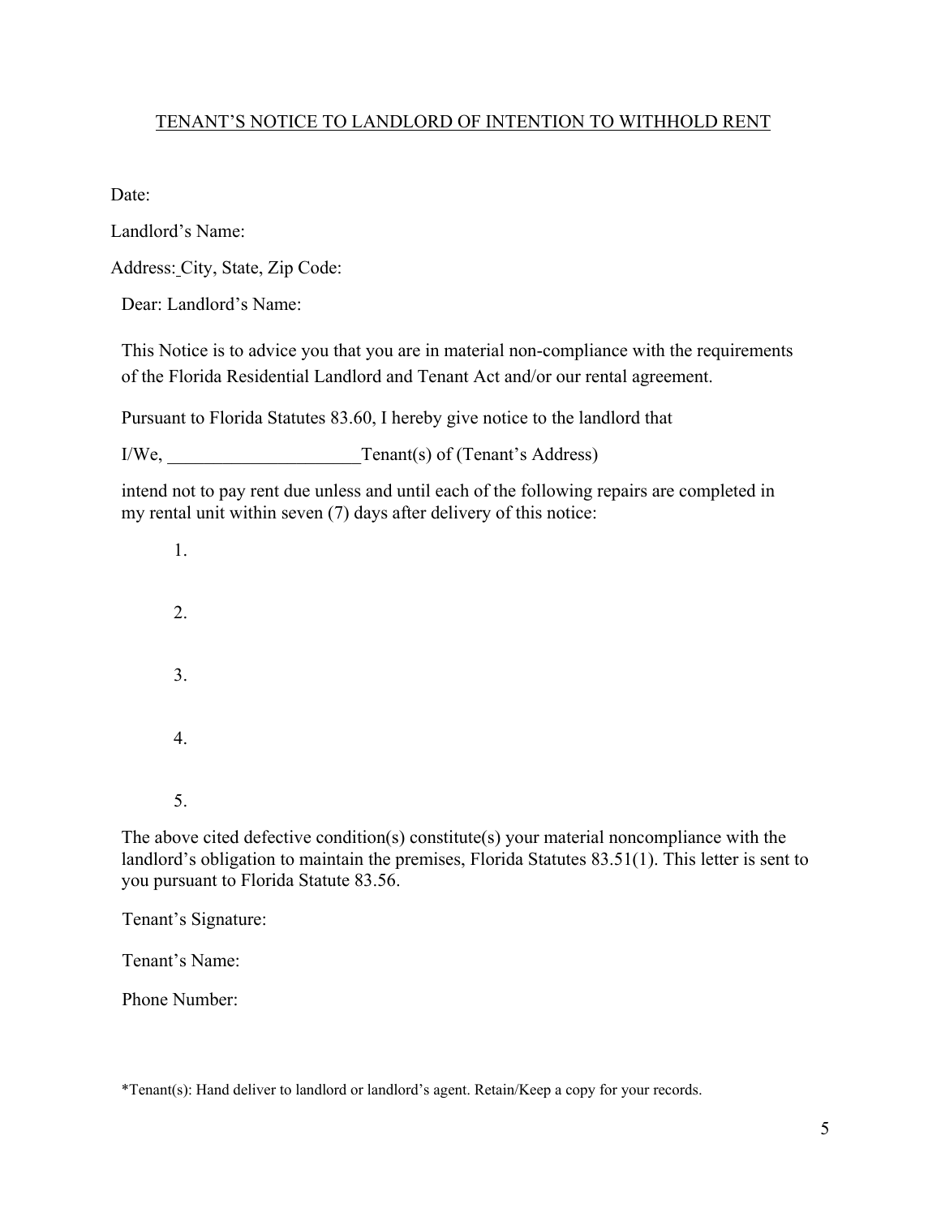TENANT'S NOTICE TO LANDLORD OF INTENTION TO WITHHOLD RENT

Date:

Landlord's Name:

Address: City, State, Zip Code:

Dear: Landlord's Name:

This Notice is to advice you that you are in material non-compliance with the requirements of the Florida Residential Landlord and Tenant Act and/or our rental agreement.

Pursuant to Florida Statutes 83.60, I hereby give notice to the landlord that

I/We, _____________________Tenant(s) of (Tenant's Address)

intend not to pay rent due unless and until each of the following repairs are completed in my rental unit within seven (7) days after delivery of this notice:

1.

2.

3.

4.

5.

The above cited defective condition(s) constitute(s) your material noncompliance with the landlord's obligation to maintain the premises, Florida Statutes 83.51(1). This letter is sent to you pursuant to Florida Statute 83.56.

Tenant's Signature:

Tenant's Name:

Phone Number:

*Tenant(s): Hand deliver to landlord or landlord's agent. Retain/Keep a copy for your records.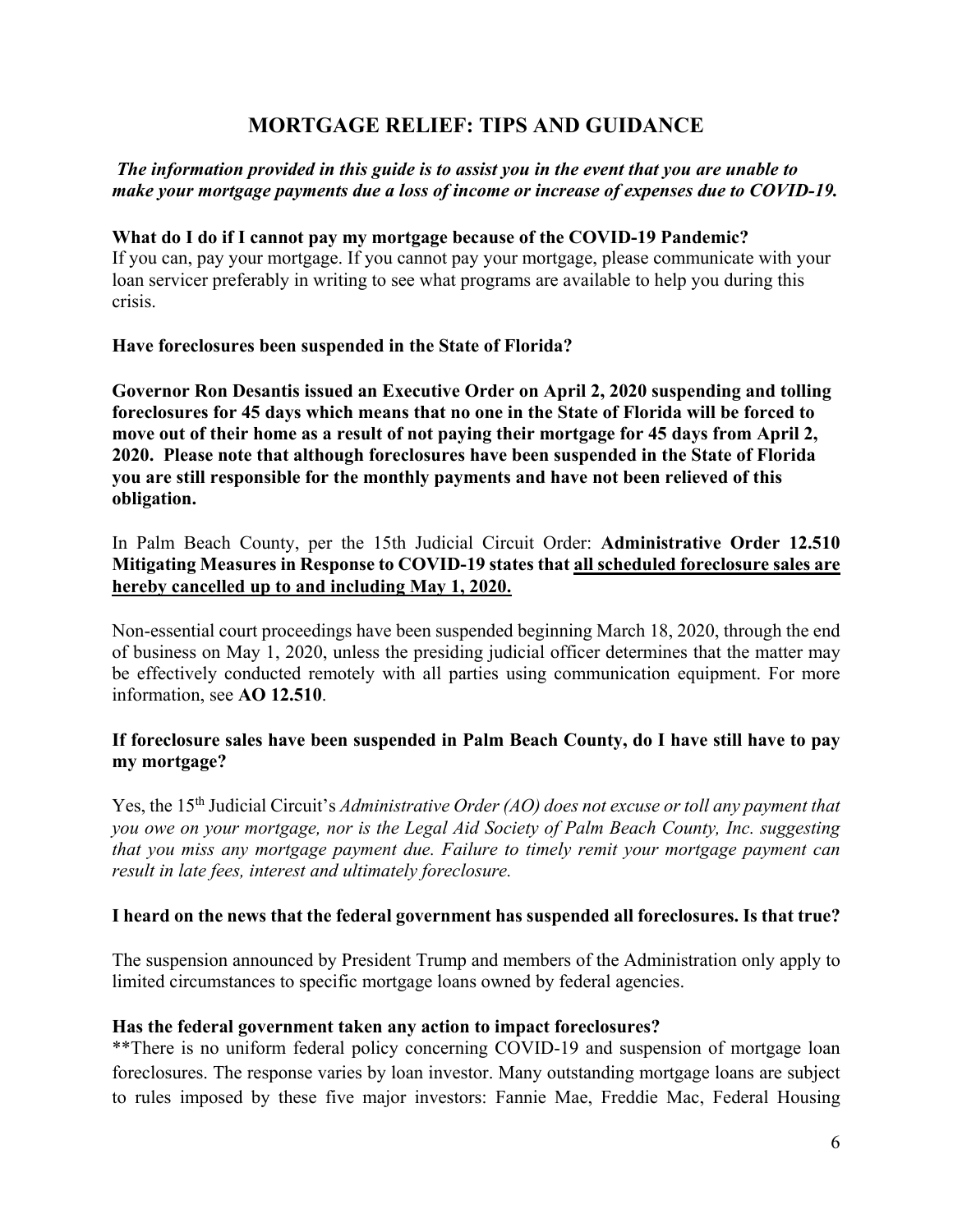# MORTGAGE RELIEF: TIPS AND GUIDANCE

***The information provided in this guide is to assist you in the event that you are unable to make your mortgage payments due a loss of income or increase of expenses due to COVID-19.***

**What do I do if I cannot pay my mortgage because of the COVID-19 Pandemic?**
If you can, pay your mortgage. If you cannot pay your mortgage, please communicate with your loan servicer preferably in writing to see what programs are available to help you during this crisis.

**Have foreclosures been suspended in the State of Florida?**

**Governor Ron Desantis issued an Executive Order on April 2, 2020 suspending and tolling foreclosures for 45 days which means that no one in the State of Florida will be forced to move out of their home as a result of not paying their mortgage for 45 days from April 2, 2020. Please note that although foreclosures have been suspended in the State of Florida you are still responsible for the monthly payments and have not been relieved of this obligation.**

In Palm Beach County, per the 15th Judicial Circuit Order: **Administrative Order 12.510 Mitigating Measures in Response to COVID-19 states that <u>all scheduled foreclosure sales are hereby cancelled up to and including May 1, 2020.</u>**

Non-essential court proceedings have been suspended beginning March 18, 2020, through the end of business on May 1, 2020, unless the presiding judicial officer determines that the matter may be effectively conducted remotely with all parties using communication equipment. For more information, see **AO 12.510**.

**If foreclosure sales have been suspended in Palm Beach County, do I have still have to pay my mortgage?**

Yes, the 15th Judicial Circuit's *Administrative Order (AO) does not excuse or toll any payment that you owe on your mortgage, nor is the Legal Aid Society of Palm Beach County, Inc. suggesting that you miss any mortgage payment due. Failure to timely remit your mortgage payment can result in late fees, interest and ultimately foreclosure.*

**I heard on the news that the federal government has suspended all foreclosures. Is that true?**

The suspension announced by President Trump and members of the Administration only apply to limited circumstances to specific mortgage loans owned by federal agencies.

**Has the federal government taken any action to impact foreclosures?**
**There is no uniform federal policy concerning COVID-19 and suspension of mortgage loan foreclosures. The response varies by loan investor. Many outstanding mortgage loans are subject to rules imposed by these five major investors: Fannie Mae, Freddie Mac, Federal Housing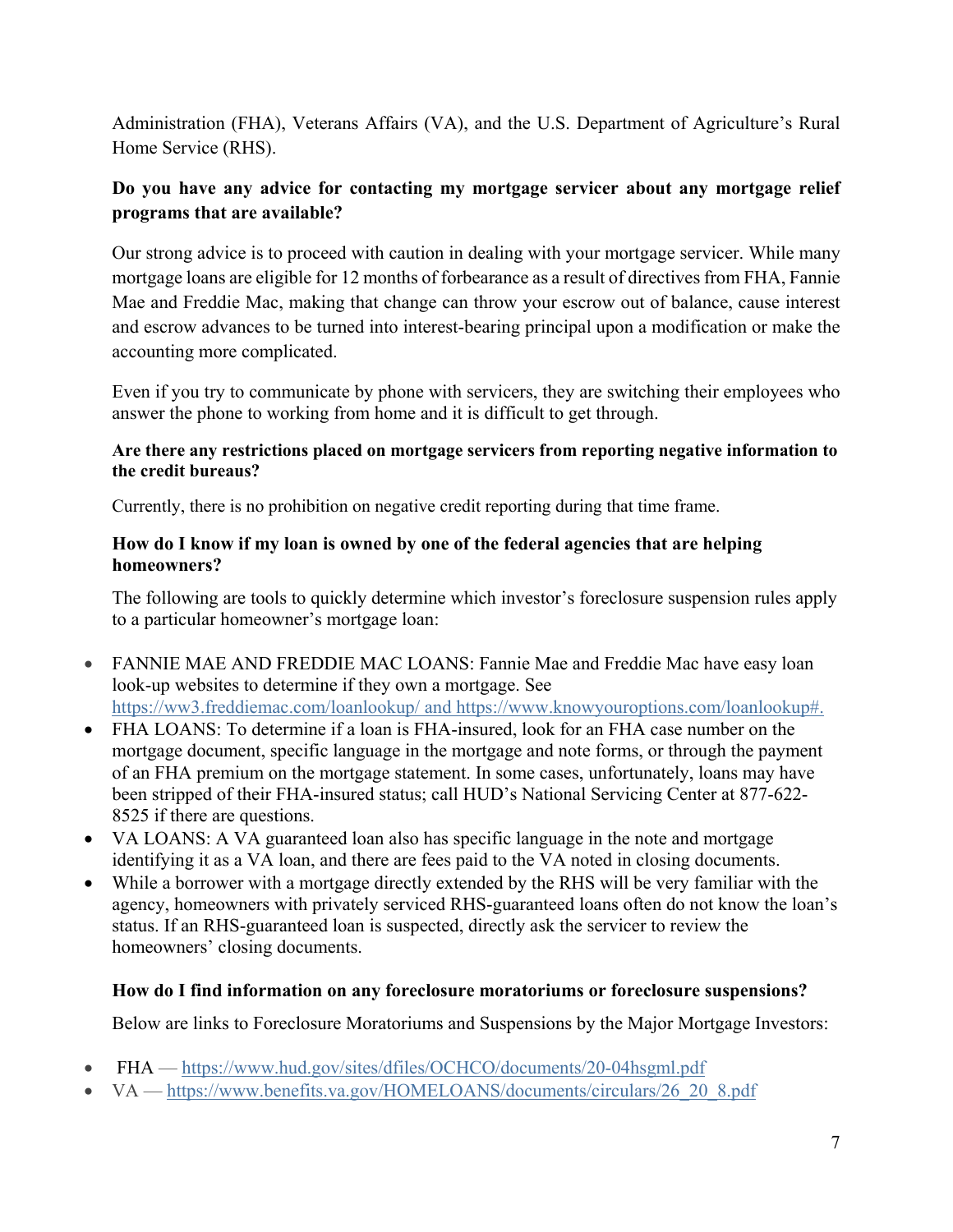Administration (FHA), Veterans Affairs (VA), and the U.S. Department of Agriculture's Rural Home Service (RHS).

**Do you have any advice for contacting my mortgage servicer about any mortgage relief programs that are available?**

Our strong advice is to proceed with caution in dealing with your mortgage servicer. While many mortgage loans are eligible for 12 months of forbearance as a result of directives from FHA, Fannie Mae and Freddie Mac, making that change can throw your escrow out of balance, cause interest and escrow advances to be turned into interest-bearing principal upon a modification or make the accounting more complicated.

Even if you try to communicate by phone with servicers, they are switching their employees who answer the phone to working from home and it is difficult to get through.

**Are there any restrictions placed on mortgage servicers from reporting negative information to the credit bureaus?**

Currently, there is no prohibition on negative credit reporting during that time frame.

**How do I know if my loan is owned by one of the federal agencies that are helping homeowners?**

The following are tools to quickly determine which investor's foreclosure suspension rules apply to a particular homeowner's mortgage loan:

- FANNIE MAE AND FREDDIE MAC LOANS: Fannie Mae and Freddie Mac have easy loan look-up websites to determine if they own a mortgage. See https://ww3.freddiemac.com/loanlookup/ and https://www.knowyouroptions.com/loanlookup#.
- FHA LOANS: To determine if a loan is FHA-insured, look for an FHA case number on the mortgage document, specific language in the mortgage and note forms, or through the payment of an FHA premium on the mortgage statement. In some cases, unfortunately, loans may have been stripped of their FHA-insured status; call HUD's National Servicing Center at 877-622-8525 if there are questions.
- VA LOANS: A VA guaranteed loan also has specific language in the note and mortgage identifying it as a VA loan, and there are fees paid to the VA noted in closing documents.
- While a borrower with a mortgage directly extended by the RHS will be very familiar with the agency, homeowners with privately serviced RHS-guaranteed loans often do not know the loan's status. If an RHS-guaranteed loan is suspected, directly ask the servicer to review the homeowners' closing documents.

**How do I find information on any foreclosure moratoriums or foreclosure suspensions?**

Below are links to Foreclosure Moratoriums and Suspensions by the Major Mortgage Investors:

- FHA — https://www.hud.gov/sites/dfiles/OCHCO/documents/20-04hsgml.pdf
- VA — https://www.benefits.va.gov/HOMELOANS/documents/circulars/26_20_8.pdf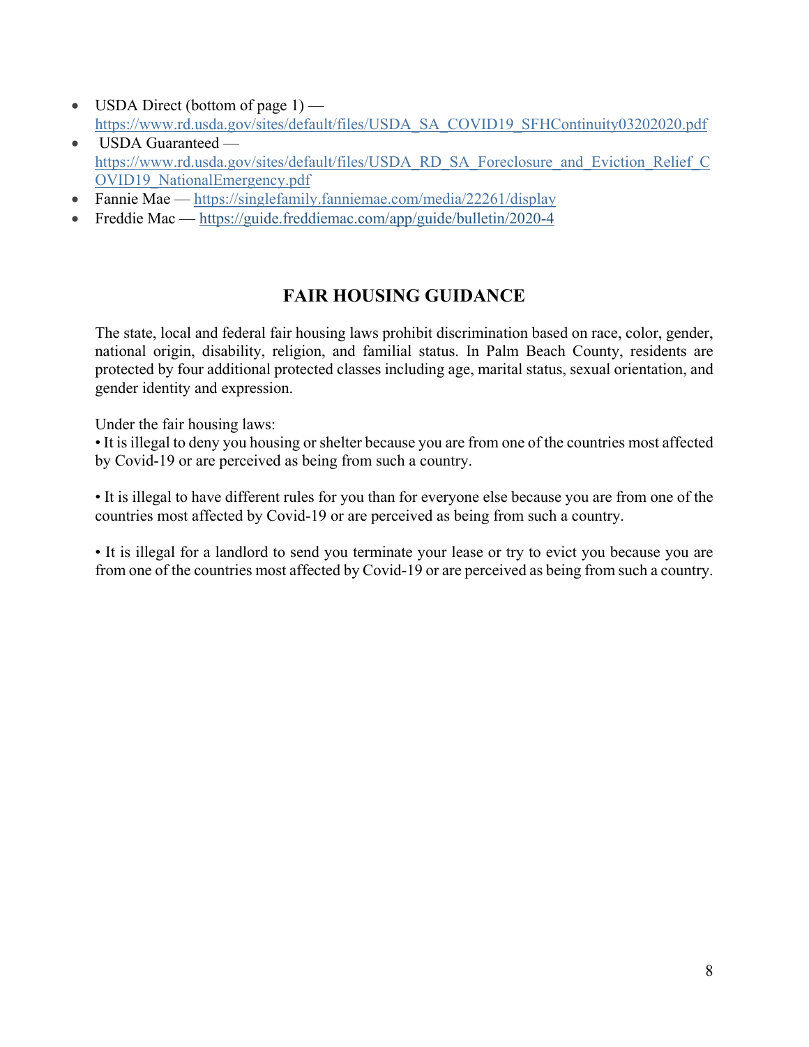- USDA Direct (bottom of page 1) — https://www.rd.usda.gov/sites/default/files/USDA_SA_COVID19_SFHContinuity03202020.pdf
- USDA Guaranteed — https://www.rd.usda.gov/sites/default/files/USDA_RD_SA_Foreclosure_and_Eviction_Relief_COVID19_NationalEmergency.pdf
- Fannie Mae — https://singlefamily.fanniemae.com/media/22261/display
- Freddie Mac — https://guide.freddiemac.com/app/guide/bulletin/2020-4

## FAIR HOUSING GUIDANCE

The state, local and federal fair housing laws prohibit discrimination based on race, color, gender, national origin, disability, religion, and familial status. In Palm Beach County, residents are protected by four additional protected classes including age, marital status, sexual orientation, and gender identity and expression.

Under the fair housing laws:

• It is illegal to deny you housing or shelter because you are from one of the countries most affected by Covid-19 or are perceived as being from such a country.

• It is illegal to have different rules for you than for everyone else because you are from one of the countries most affected by Covid-19 or are perceived as being from such a country.

• It is illegal for a landlord to send you terminate your lease or try to evict you because you are from one of the countries most affected by Covid-19 or are perceived as being from such a country.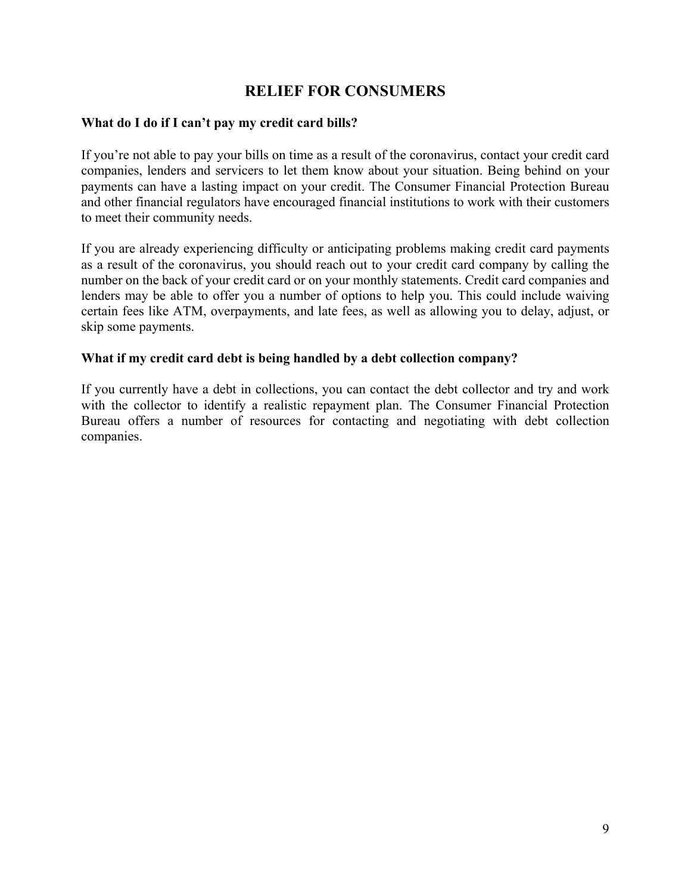# RELIEF FOR CONSUMERS

**What do I do if I can't pay my credit card bills?**

If you're not able to pay your bills on time as a result of the coronavirus, contact your credit card companies, lenders and servicers to let them know about your situation. Being behind on your payments can have a lasting impact on your credit. The Consumer Financial Protection Bureau and other financial regulators have encouraged financial institutions to work with their customers to meet their community needs.

If you are already experiencing difficulty or anticipating problems making credit card payments as a result of the coronavirus, you should reach out to your credit card company by calling the number on the back of your credit card or on your monthly statements. Credit card companies and lenders may be able to offer you a number of options to help you. This could include waiving certain fees like ATM, overpayments, and late fees, as well as allowing you to delay, adjust, or skip some payments.

**What if my credit card debt is being handled by a debt collection company?**

If you currently have a debt in collections, you can contact the debt collector and try and work with the collector to identify a realistic repayment plan. The Consumer Financial Protection Bureau offers a number of resources for contacting and negotiating with debt collection companies.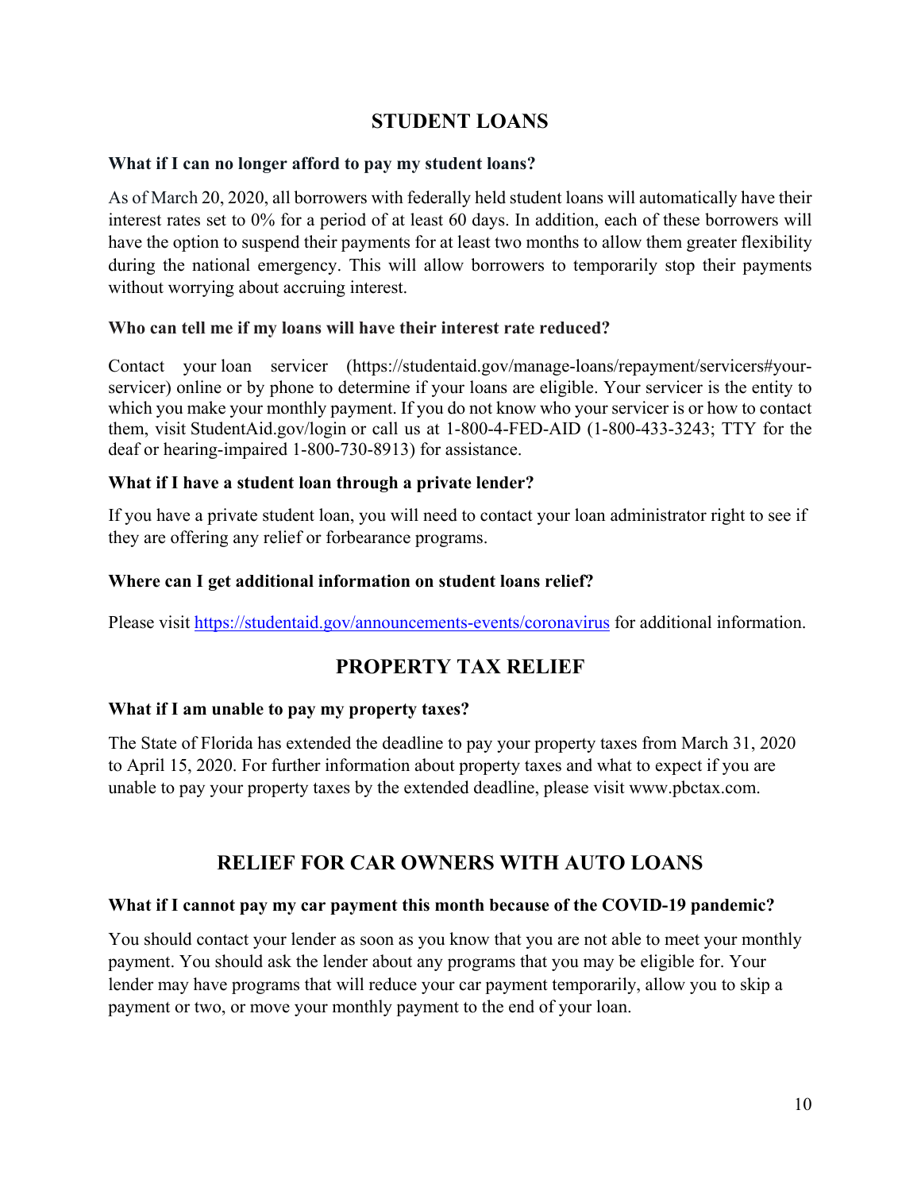## STUDENT LOANS

**What if I can no longer afford to pay my student loans?**

As of March 20, 2020, all borrowers with federally held student loans will automatically have their interest rates set to 0% for a period of at least 60 days. In addition, each of these borrowers will have the option to suspend their payments for at least two months to allow them greater flexibility during the national emergency. This will allow borrowers to temporarily stop their payments without worrying about accruing interest.

**Who can tell me if my loans will have their interest rate reduced?**

Contact your loan servicer (https://studentaid.gov/manage-loans/repayment/servicers#your-servicer) online or by phone to determine if your loans are eligible. Your servicer is the entity to which you make your monthly payment. If you do not know who your servicer is or how to contact them, visit StudentAid.gov/login or call us at 1-800-4-FED-AID (1-800-433-3243; TTY for the deaf or hearing-impaired 1-800-730-8913) for assistance.

**What if I have a student loan through a private lender?**

If you have a private student loan, you will need to contact your loan administrator right to see if they are offering any relief or forbearance programs.

**Where can I get additional information on student loans relief?**

Please visit https://studentaid.gov/announcements-events/coronavirus for additional information.

## PROPERTY TAX RELIEF

**What if I am unable to pay my property taxes?**

The State of Florida has extended the deadline to pay your property taxes from March 31, 2020 to April 15, 2020. For further information about property taxes and what to expect if you are unable to pay your property taxes by the extended deadline, please visit www.pbctax.com.

## RELIEF FOR CAR OWNERS WITH AUTO LOANS

**What if I cannot pay my car payment this month because of the COVID-19 pandemic?**

You should contact your lender as soon as you know that you are not able to meet your monthly payment. You should ask the lender about any programs that you may be eligible for. Your lender may have programs that will reduce your car payment temporarily, allow you to skip a payment or two, or move your monthly payment to the end of your loan.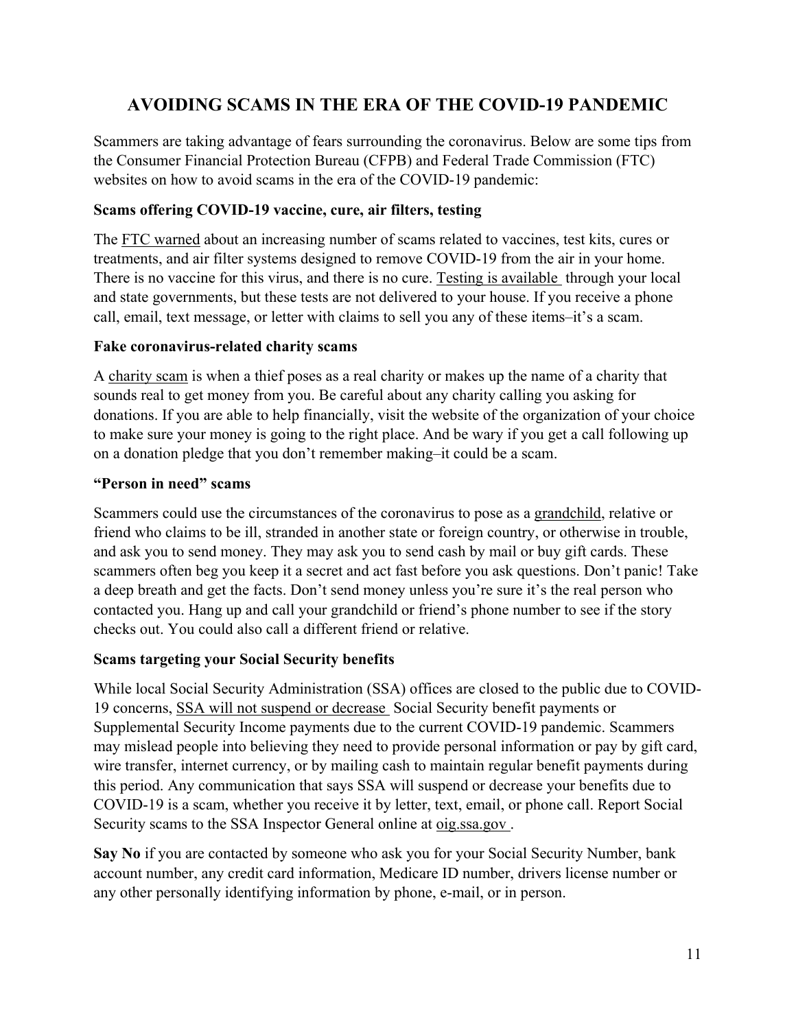# AVOIDING SCAMS IN THE ERA OF THE COVID-19 PANDEMIC

Scammers are taking advantage of fears surrounding the coronavirus. Below are some tips from the Consumer Financial Protection Bureau (CFPB) and Federal Trade Commission (FTC) websites on how to avoid scams in the era of the COVID-19 pandemic:

**Scams offering COVID-19 vaccine, cure, air filters, testing**

The FTC warned about an increasing number of scams related to vaccines, test kits, cures or treatments, and air filter systems designed to remove COVID-19 from the air in your home. There is no vaccine for this virus, and there is no cure. Testing is available through your local and state governments, but these tests are not delivered to your house. If you receive a phone call, email, text message, or letter with claims to sell you any of these items–it's a scam.

**Fake coronavirus-related charity scams**

A charity scam is when a thief poses as a real charity or makes up the name of a charity that sounds real to get money from you. Be careful about any charity calling you asking for donations. If you are able to help financially, visit the website of the organization of your choice to make sure your money is going to the right place. And be wary if you get a call following up on a donation pledge that you don't remember making–it could be a scam.

**"Person in need" scams**

Scammers could use the circumstances of the coronavirus to pose as a grandchild, relative or friend who claims to be ill, stranded in another state or foreign country, or otherwise in trouble, and ask you to send money. They may ask you to send cash by mail or buy gift cards. These scammers often beg you keep it a secret and act fast before you ask questions. Don't panic! Take a deep breath and get the facts. Don't send money unless you're sure it's the real person who contacted you. Hang up and call your grandchild or friend's phone number to see if the story checks out. You could also call a different friend or relative.

**Scams targeting your Social Security benefits**

While local Social Security Administration (SSA) offices are closed to the public due to COVID-19 concerns, SSA will not suspend or decrease Social Security benefit payments or Supplemental Security Income payments due to the current COVID-19 pandemic. Scammers may mislead people into believing they need to provide personal information or pay by gift card, wire transfer, internet currency, or by mailing cash to maintain regular benefit payments during this period. Any communication that says SSA will suspend or decrease your benefits due to COVID-19 is a scam, whether you receive it by letter, text, email, or phone call. Report Social Security scams to the SSA Inspector General online at oig.ssa.gov .

**Say No** if you are contacted by someone who ask you for your Social Security Number, bank account number, any credit card information, Medicare ID number, drivers license number or any other personally identifying information by phone, e-mail, or in person.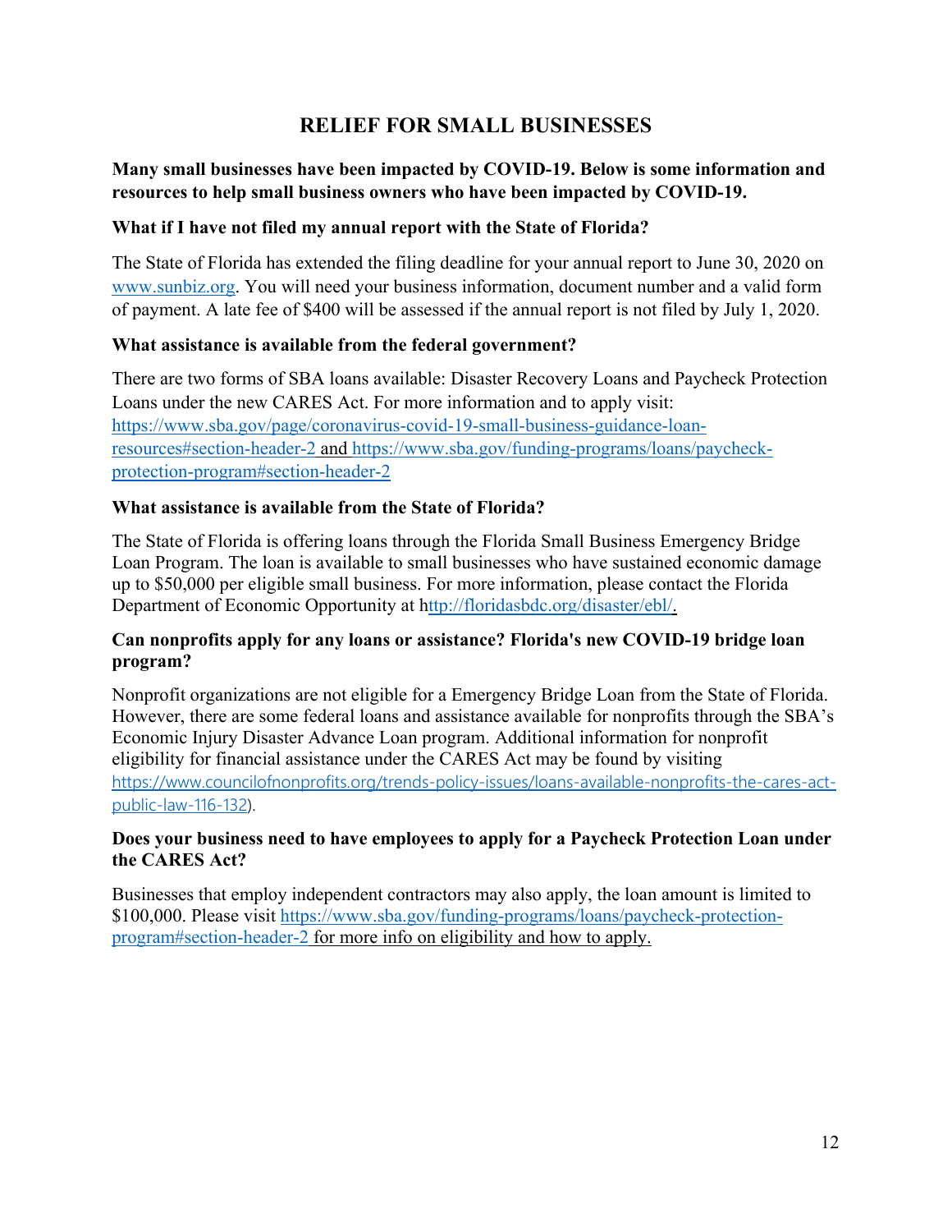# RELIEF FOR SMALL BUSINESSES

**Many small businesses have been impacted by COVID-19. Below is some information and resources to help small business owners who have been impacted by COVID-19.**

**What if I have not filed my annual report with the State of Florida?**

The State of Florida has extended the filing deadline for your annual report to June 30, 2020 on www.sunbiz.org. You will need your business information, document number and a valid form of payment. A late fee of $400 will be assessed if the annual report is not filed by July 1, 2020.

**What assistance is available from the federal government?**

There are two forms of SBA loans available: Disaster Recovery Loans and Paycheck Protection Loans under the new CARES Act. For more information and to apply visit: https://www.sba.gov/page/coronavirus-covid-19-small-business-guidance-loan-resources#section-header-2 and https://www.sba.gov/funding-programs/loans/paycheck-protection-program#section-header-2

**What assistance is available from the State of Florida?**

The State of Florida is offering loans through the Florida Small Business Emergency Bridge Loan Program. The loan is available to small businesses who have sustained economic damage up to $50,000 per eligible small business. For more information, please contact the Florida Department of Economic Opportunity at http://floridasbdc.org/disaster/ebl/.

**Can nonprofits apply for any loans or assistance? Florida's new COVID-19 bridge loan program?**

Nonprofit organizations are not eligible for a Emergency Bridge Loan from the State of Florida. However, there are some federal loans and assistance available for nonprofits through the SBA's Economic Injury Disaster Advance Loan program. Additional information for nonprofit eligibility for financial assistance under the CARES Act may be found by visiting https://www.councilofnonprofits.org/trends-policy-issues/loans-available-nonprofits-the-cares-act-public-law-116-132).

**Does your business need to have employees to apply for a Paycheck Protection Loan under the CARES Act?**

Businesses that employ independent contractors may also apply, the loan amount is limited to $100,000. Please visit https://www.sba.gov/funding-programs/loans/paycheck-protection-program#section-header-2 for more info on eligibility and how to apply.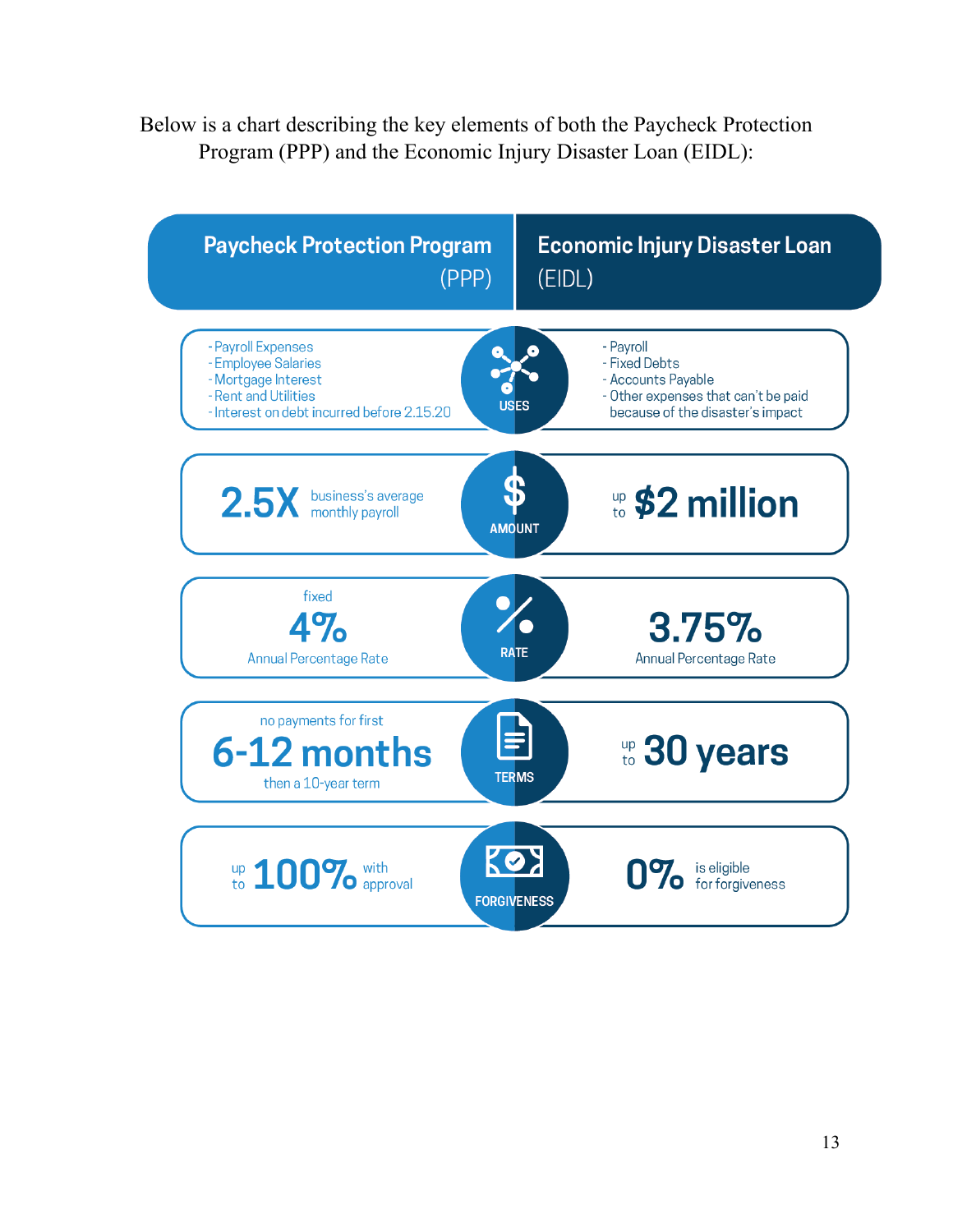Below is a chart describing the key elements of both the Paycheck Protection Program (PPP) and the Economic Injury Disaster Loan (EIDL):

| | Paycheck Protection Program (PPP) | Economic Injury Disaster Loan (EIDL) |
|---|---|---|
| USES | - Payroll Expenses<br>- Employee Salaries<br>- Mortgage Interest<br>- Rent and Utilities<br>- Interest on debt incurred before 2.15.20 | - Payroll<br>- Fixed Debts<br>- Accounts Payable<br>- Other expenses that can't be paid because of the disaster's impact |
| AMOUNT | 2.5X business's average monthly payroll | up to $2 million |
| RATE | fixed 4% Annual Percentage Rate | 3.75% Annual Percentage Rate |
| TERMS | no payments for first 6-12 months then a 10-year term | up to 30 years |
| FORGIVENESS | up to 100% with approval | 0% is eligible for forgiveness |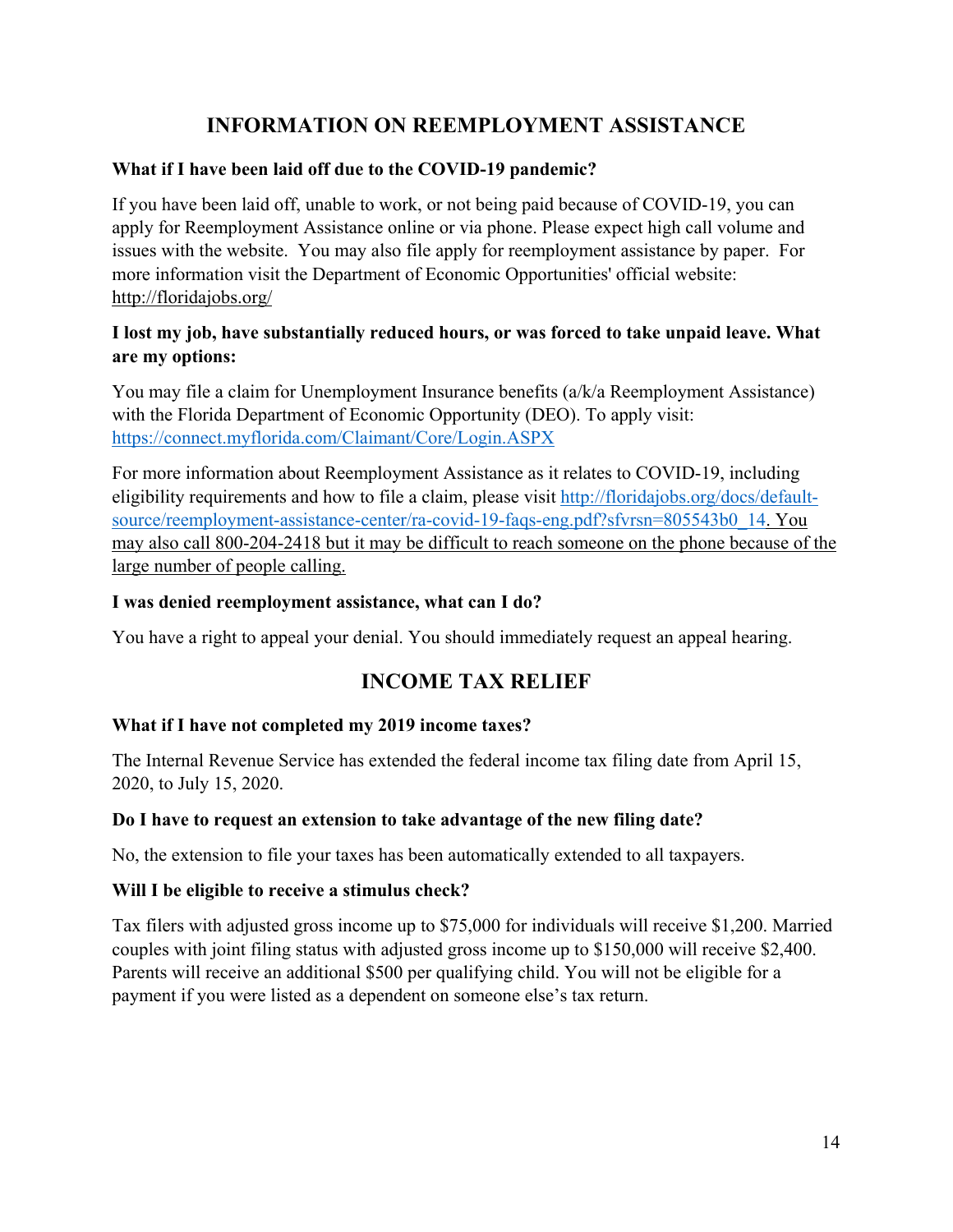## INFORMATION ON REEMPLOYMENT ASSISTANCE

**What if I have been laid off due to the COVID-19 pandemic?**

If you have been laid off, unable to work, or not being paid because of COVID-19, you can apply for Reemployment Assistance online or via phone. Please expect high call volume and issues with the website. You may also file apply for reemployment assistance by paper. For more information visit the Department of Economic Opportunities' official website: http://floridajobs.org/

**I lost my job, have substantially reduced hours, or was forced to take unpaid leave. What are my options:**

You may file a claim for Unemployment Insurance benefits (a/k/a Reemployment Assistance) with the Florida Department of Economic Opportunity (DEO). To apply visit: https://connect.myflorida.com/Claimant/Core/Login.ASPX

For more information about Reemployment Assistance as it relates to COVID-19, including eligibility requirements and how to file a claim, please visit http://floridajobs.org/docs/default-source/reemployment-assistance-center/ra-covid-19-faqs-eng.pdf?sfvrsn=805543b0_14. You may also call 800-204-2418 but it may be difficult to reach someone on the phone because of the large number of people calling.

**I was denied reemployment assistance, what can I do?**

You have a right to appeal your denial. You should immediately request an appeal hearing.

## INCOME TAX RELIEF

**What if I have not completed my 2019 income taxes?**

The Internal Revenue Service has extended the federal income tax filing date from April 15, 2020, to July 15, 2020.

**Do I have to request an extension to take advantage of the new filing date?**

No, the extension to file your taxes has been automatically extended to all taxpayers.

**Will I be eligible to receive a stimulus check?**

Tax filers with adjusted gross income up to $75,000 for individuals will receive $1,200. Married couples with joint filing status with adjusted gross income up to $150,000 will receive $2,400. Parents will receive an additional $500 per qualifying child. You will not be eligible for a payment if you were listed as a dependent on someone else's tax return.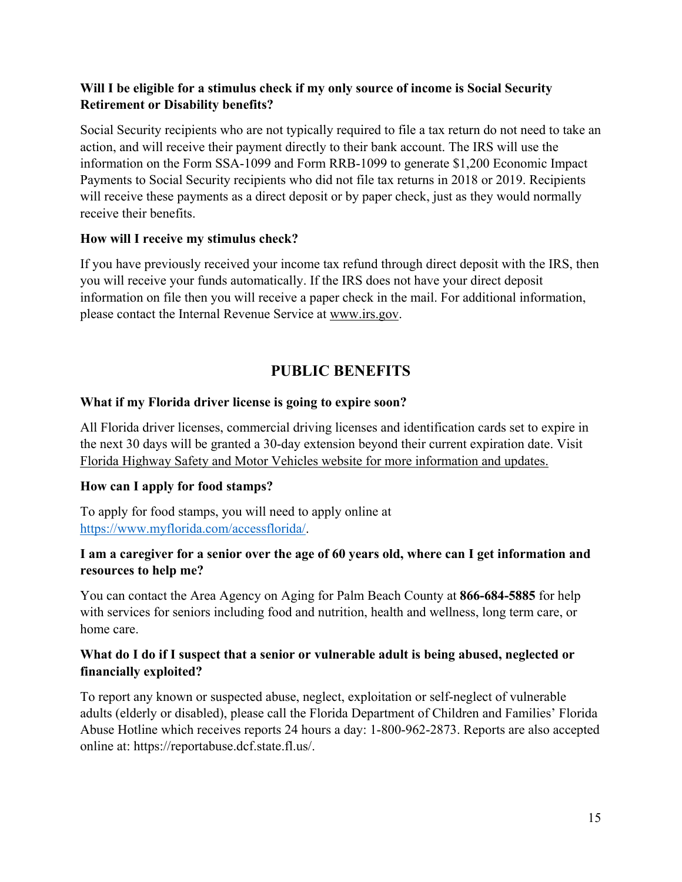**Will I be eligible for a stimulus check if my only source of income is Social Security Retirement or Disability benefits?**

Social Security recipients who are not typically required to file a tax return do not need to take an action, and will receive their payment directly to their bank account. The IRS will use the information on the Form SSA-1099 and Form RRB-1099 to generate $1,200 Economic Impact Payments to Social Security recipients who did not file tax returns in 2018 or 2019. Recipients will receive these payments as a direct deposit or by paper check, just as they would normally receive their benefits.

**How will I receive my stimulus check?**

If you have previously received your income tax refund through direct deposit with the IRS, then you will receive your funds automatically. If the IRS does not have your direct deposit information on file then you will receive a paper check in the mail. For additional information, please contact the Internal Revenue Service at www.irs.gov.

## PUBLIC BENEFITS

**What if my Florida driver license is going to expire soon?**

All Florida driver licenses, commercial driving licenses and identification cards set to expire in the next 30 days will be granted a 30-day extension beyond their current expiration date. Visit Florida Highway Safety and Motor Vehicles website for more information and updates.

**How can I apply for food stamps?**

To apply for food stamps, you will need to apply online at https://www.myflorida.com/accessflorida/.

**I am a caregiver for a senior over the age of 60 years old, where can I get information and resources to help me?**

You can contact the Area Agency on Aging for Palm Beach County at **866-684-5885** for help with services for seniors including food and nutrition, health and wellness, long term care, or home care.

**What do I do if I suspect that a senior or vulnerable adult is being abused, neglected or financially exploited?**

To report any known or suspected abuse, neglect, exploitation or self-neglect of vulnerable adults (elderly or disabled), please call the Florida Department of Children and Families' Florida Abuse Hotline which receives reports 24 hours a day: 1-800-962-2873. Reports are also accepted online at: https://reportabuse.dcf.state.fl.us/.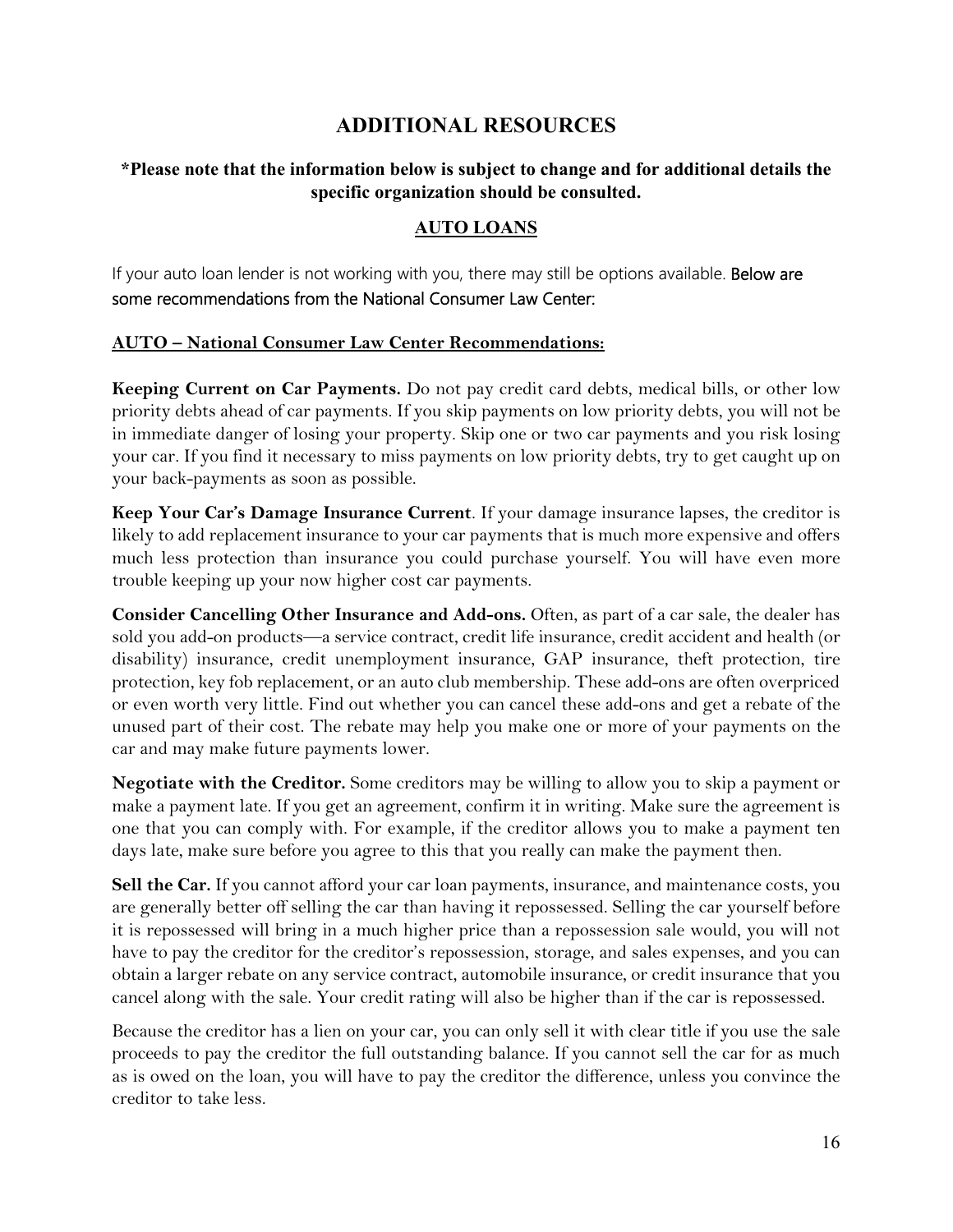# ADDITIONAL RESOURCES

**\*Please note that the information below is subject to change and for additional details the specific organization should be consulted.**

## AUTO LOANS

If your auto loan lender is not working with you, there may still be options available. Below are some recommendations from the National Consumer Law Center:

### AUTO – National Consumer Law Center Recommendations:

**Keeping Current on Car Payments.** Do not pay credit card debts, medical bills, or other low priority debts ahead of car payments. If you skip payments on low priority debts, you will not be in immediate danger of losing your property. Skip one or two car payments and you risk losing your car. If you find it necessary to miss payments on low priority debts, try to get caught up on your back-payments as soon as possible.

**Keep Your Car's Damage Insurance Current**. If your damage insurance lapses, the creditor is likely to add replacement insurance to your car payments that is much more expensive and offers much less protection than insurance you could purchase yourself. You will have even more trouble keeping up your now higher cost car payments.

**Consider Cancelling Other Insurance and Add-ons.** Often, as part of a car sale, the dealer has sold you add-on products—a service contract, credit life insurance, credit accident and health (or disability) insurance, credit unemployment insurance, GAP insurance, theft protection, tire protection, key fob replacement, or an auto club membership. These add-ons are often overpriced or even worth very little. Find out whether you can cancel these add-ons and get a rebate of the unused part of their cost. The rebate may help you make one or more of your payments on the car and may make future payments lower.

**Negotiate with the Creditor.** Some creditors may be willing to allow you to skip a payment or make a payment late. If you get an agreement, confirm it in writing. Make sure the agreement is one that you can comply with. For example, if the creditor allows you to make a payment ten days late, make sure before you agree to this that you really can make the payment then.

**Sell the Car.** If you cannot afford your car loan payments, insurance, and maintenance costs, you are generally better off selling the car than having it repossessed. Selling the car yourself before it is repossessed will bring in a much higher price than a repossession sale would, you will not have to pay the creditor for the creditor's repossession, storage, and sales expenses, and you can obtain a larger rebate on any service contract, automobile insurance, or credit insurance that you cancel along with the sale. Your credit rating will also be higher than if the car is repossessed.

Because the creditor has a lien on your car, you can only sell it with clear title if you use the sale proceeds to pay the creditor the full outstanding balance. If you cannot sell the car for as much as is owed on the loan, you will have to pay the creditor the difference, unless you convince the creditor to take less.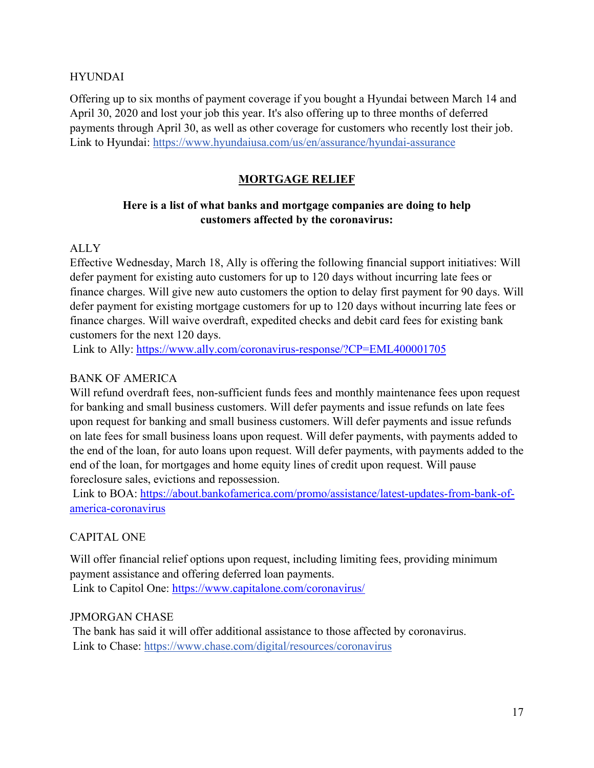HYUNDAI

Offering up to six months of payment coverage if you bought a Hyundai between March 14 and April 30, 2020 and lost your job this year. It's also offering up to three months of deferred payments through April 30, as well as other coverage for customers who recently lost their job. Link to Hyundai: https://www.hyundaiusa.com/us/en/assurance/hyundai-assurance

## MORTGAGE RELIEF

**Here is a list of what banks and mortgage companies are doing to help customers affected by the coronavirus:**

ALLY

Effective Wednesday, March 18, Ally is offering the following financial support initiatives: Will defer payment for existing auto customers for up to 120 days without incurring late fees or finance charges. Will give new auto customers the option to delay first payment for 90 days. Will defer payment for existing mortgage customers for up to 120 days without incurring late fees or finance charges. Will waive overdraft, expedited checks and debit card fees for existing bank customers for the next 120 days.
Link to Ally: https://www.ally.com/coronavirus-response/?CP=EML400001705

BANK OF AMERICA

Will refund overdraft fees, non-sufficient funds fees and monthly maintenance fees upon request for banking and small business customers. Will defer payments and issue refunds on late fees upon request for banking and small business customers. Will defer payments and issue refunds on late fees for small business loans upon request. Will defer payments, with payments added to the end of the loan, for auto loans upon request. Will defer payments, with payments added to the end of the loan, for mortgages and home equity lines of credit upon request. Will pause foreclosure sales, evictions and repossession.
Link to BOA: https://about.bankofamerica.com/promo/assistance/latest-updates-from-bank-of-america-coronavirus

CAPITAL ONE

Will offer financial relief options upon request, including limiting fees, providing minimum payment assistance and offering deferred loan payments.
Link to Capitol One: https://www.capitalone.com/coronavirus/

JPMORGAN CHASE

The bank has said it will offer additional assistance to those affected by coronavirus.
Link to Chase: https://www.chase.com/digital/resources/coronavirus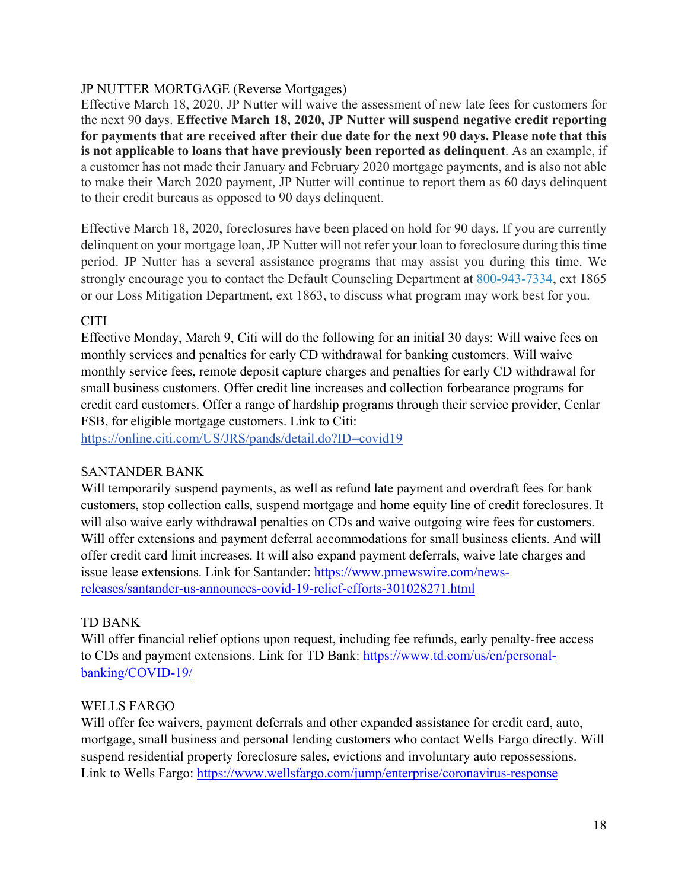JP NUTTER MORTGAGE (Reverse Mortgages)

Effective March 18, 2020, JP Nutter will waive the assessment of new late fees for customers for the next 90 days. **Effective March 18, 2020, JP Nutter will suspend negative credit reporting for payments that are received after their due date for the next 90 days. Please note that this is not applicable to loans that have previously been reported as delinquent**. As an example, if a customer has not made their January and February 2020 mortgage payments, and is also not able to make their March 2020 payment, JP Nutter will continue to report them as 60 days delinquent to their credit bureaus as opposed to 90 days delinquent.

Effective March 18, 2020, foreclosures have been placed on hold for 90 days. If you are currently delinquent on your mortgage loan, JP Nutter will not refer your loan to foreclosure during this time period. JP Nutter has a several assistance programs that may assist you during this time. We strongly encourage you to contact the Default Counseling Department at 800-943-7334, ext 1865 or our Loss Mitigation Department, ext 1863, to discuss what program may work best for you.

CITI

Effective Monday, March 9, Citi will do the following for an initial 30 days: Will waive fees on monthly services and penalties for early CD withdrawal for banking customers. Will waive monthly service fees, remote deposit capture charges and penalties for early CD withdrawal for small business customers. Offer credit line increases and collection forbearance programs for credit card customers. Offer a range of hardship programs through their service provider, Cenlar FSB, for eligible mortgage customers. Link to Citi: https://online.citi.com/US/JRS/pands/detail.do?ID=covid19

SANTANDER BANK

Will temporarily suspend payments, as well as refund late payment and overdraft fees for bank customers, stop collection calls, suspend mortgage and home equity line of credit foreclosures. It will also waive early withdrawal penalties on CDs and waive outgoing wire fees for customers. Will offer extensions and payment deferral accommodations for small business clients. And will offer credit card limit increases. It will also expand payment deferrals, waive late charges and issue lease extensions. Link for Santander: https://www.prnewswire.com/news-releases/santander-us-announces-covid-19-relief-efforts-301028271.html

TD BANK

Will offer financial relief options upon request, including fee refunds, early penalty-free access to CDs and payment extensions. Link for TD Bank: https://www.td.com/us/en/personal-banking/COVID-19/

WELLS FARGO

Will offer fee waivers, payment deferrals and other expanded assistance for credit card, auto, mortgage, small business and personal lending customers who contact Wells Fargo directly. Will suspend residential property foreclosure sales, evictions and involuntary auto repossessions. Link to Wells Fargo: https://www.wellsfargo.com/jump/enterprise/coronavirus-response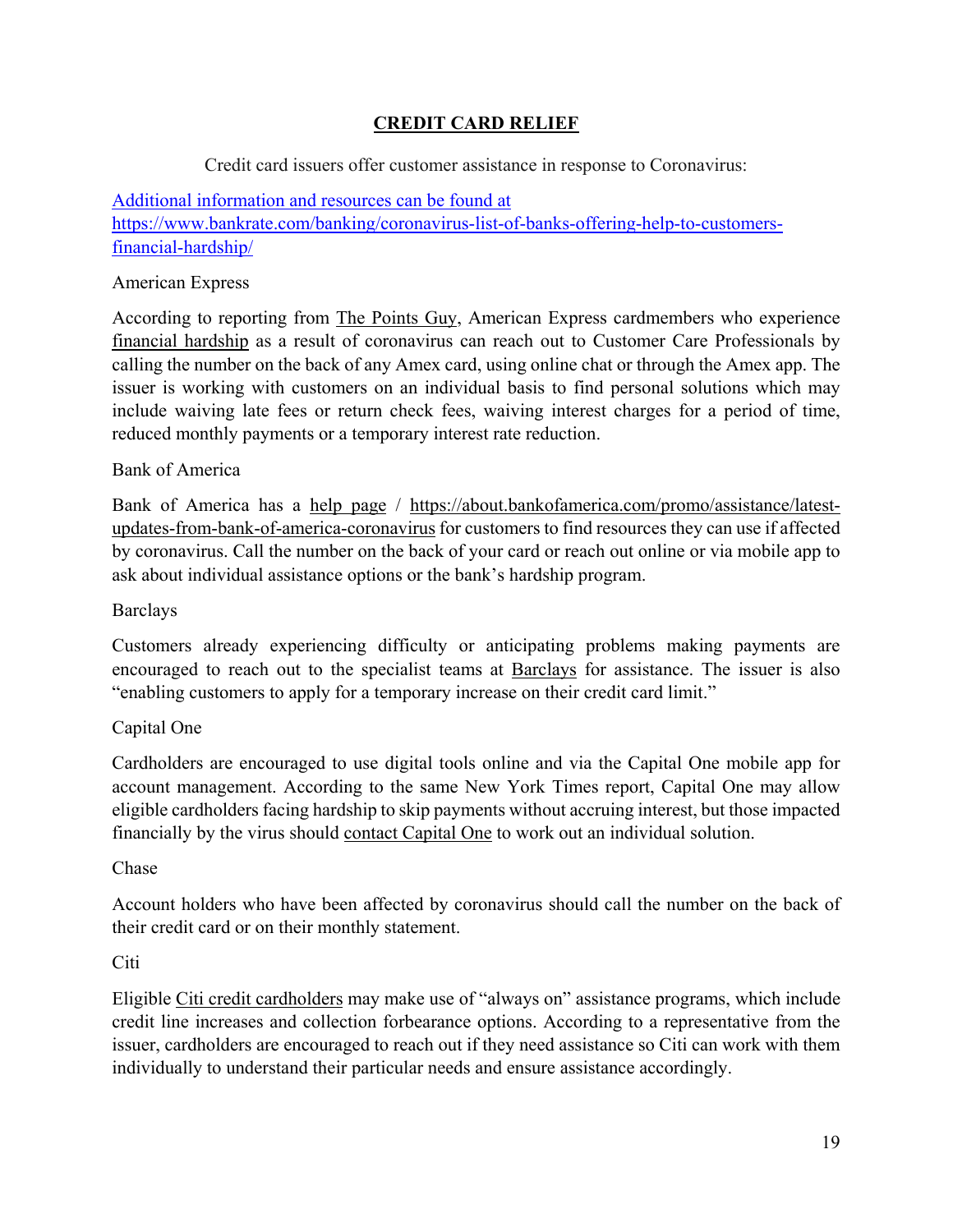# CREDIT CARD RELIEF

Credit card issuers offer customer assistance in response to Coronavirus:

Additional information and resources can be found at https://www.bankrate.com/banking/coronavirus-list-of-banks-offering-help-to-customers-financial-hardship/

American Express

According to reporting from The Points Guy, American Express cardmembers who experience financial hardship as a result of coronavirus can reach out to Customer Care Professionals by calling the number on the back of any Amex card, using online chat or through the Amex app. The issuer is working with customers on an individual basis to find personal solutions which may include waiving late fees or return check fees, waiving interest charges for a period of time, reduced monthly payments or a temporary interest rate reduction.

Bank of America

Bank of America has a help page / https://about.bankofamerica.com/promo/assistance/latest-updates-from-bank-of-america-coronavirus for customers to find resources they can use if affected by coronavirus. Call the number on the back of your card or reach out online or via mobile app to ask about individual assistance options or the bank's hardship program.

Barclays

Customers already experiencing difficulty or anticipating problems making payments are encouraged to reach out to the specialist teams at Barclays for assistance. The issuer is also "enabling customers to apply for a temporary increase on their credit card limit."

Capital One

Cardholders are encouraged to use digital tools online and via the Capital One mobile app for account management. According to the same New York Times report, Capital One may allow eligible cardholders facing hardship to skip payments without accruing interest, but those impacted financially by the virus should contact Capital One to work out an individual solution.

Chase

Account holders who have been affected by coronavirus should call the number on the back of their credit card or on their monthly statement.

Citi

Eligible Citi credit cardholders may make use of "always on" assistance programs, which include credit line increases and collection forbearance options. According to a representative from the issuer, cardholders are encouraged to reach out if they need assistance so Citi can work with them individually to understand their particular needs and ensure assistance accordingly.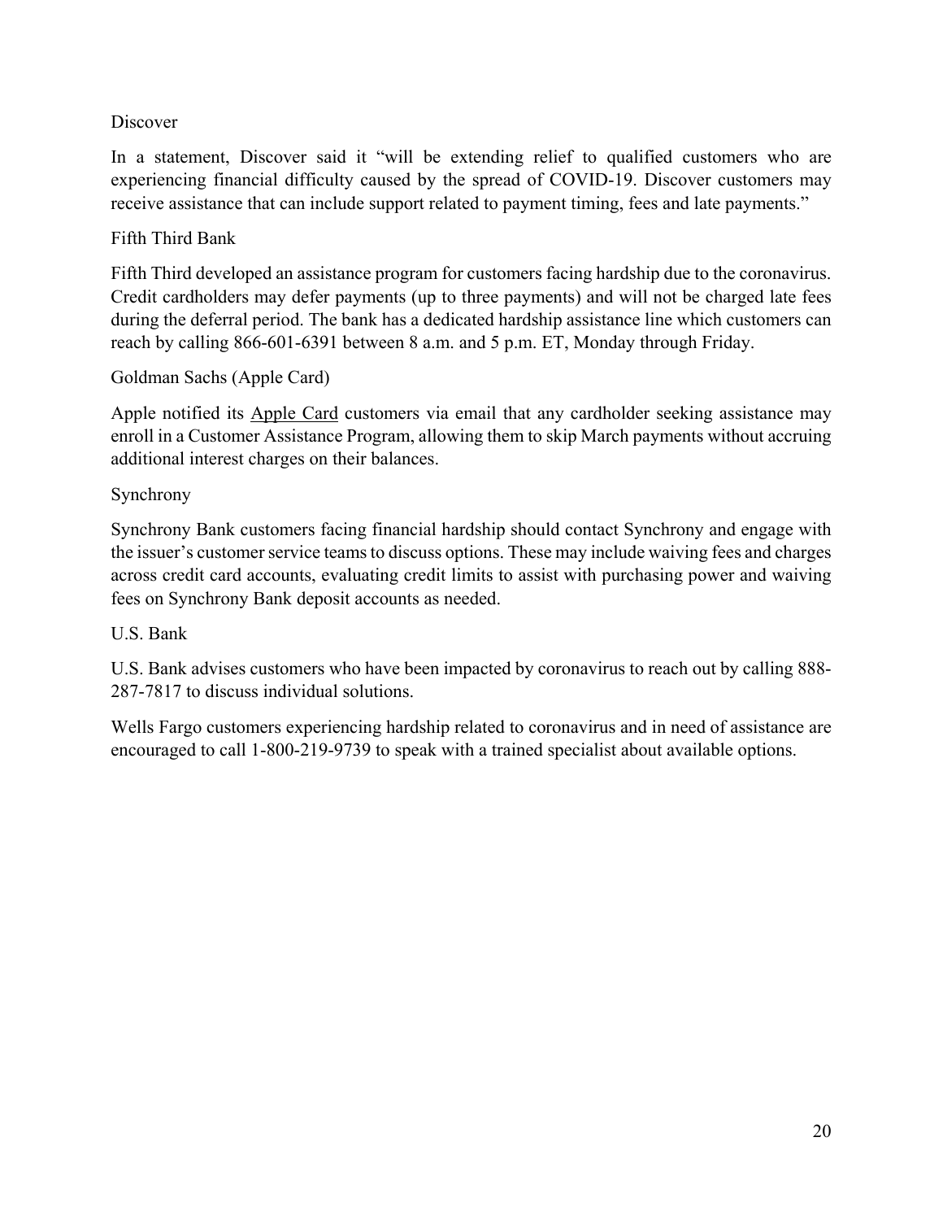Discover

In a statement, Discover said it "will be extending relief to qualified customers who are experiencing financial difficulty caused by the spread of COVID-19. Discover customers may receive assistance that can include support related to payment timing, fees and late payments."

Fifth Third Bank

Fifth Third developed an assistance program for customers facing hardship due to the coronavirus. Credit cardholders may defer payments (up to three payments) and will not be charged late fees during the deferral period. The bank has a dedicated hardship assistance line which customers can reach by calling 866-601-6391 between 8 a.m. and 5 p.m. ET, Monday through Friday.

Goldman Sachs (Apple Card)

Apple notified its Apple Card customers via email that any cardholder seeking assistance may enroll in a Customer Assistance Program, allowing them to skip March payments without accruing additional interest charges on their balances.

Synchrony

Synchrony Bank customers facing financial hardship should contact Synchrony and engage with the issuer's customer service teams to discuss options. These may include waiving fees and charges across credit card accounts, evaluating credit limits to assist with purchasing power and waiving fees on Synchrony Bank deposit accounts as needed.

U.S. Bank

U.S. Bank advises customers who have been impacted by coronavirus to reach out by calling 888-287-7817 to discuss individual solutions.

Wells Fargo customers experiencing hardship related to coronavirus and in need of assistance are encouraged to call 1-800-219-9739 to speak with a trained specialist about available options.